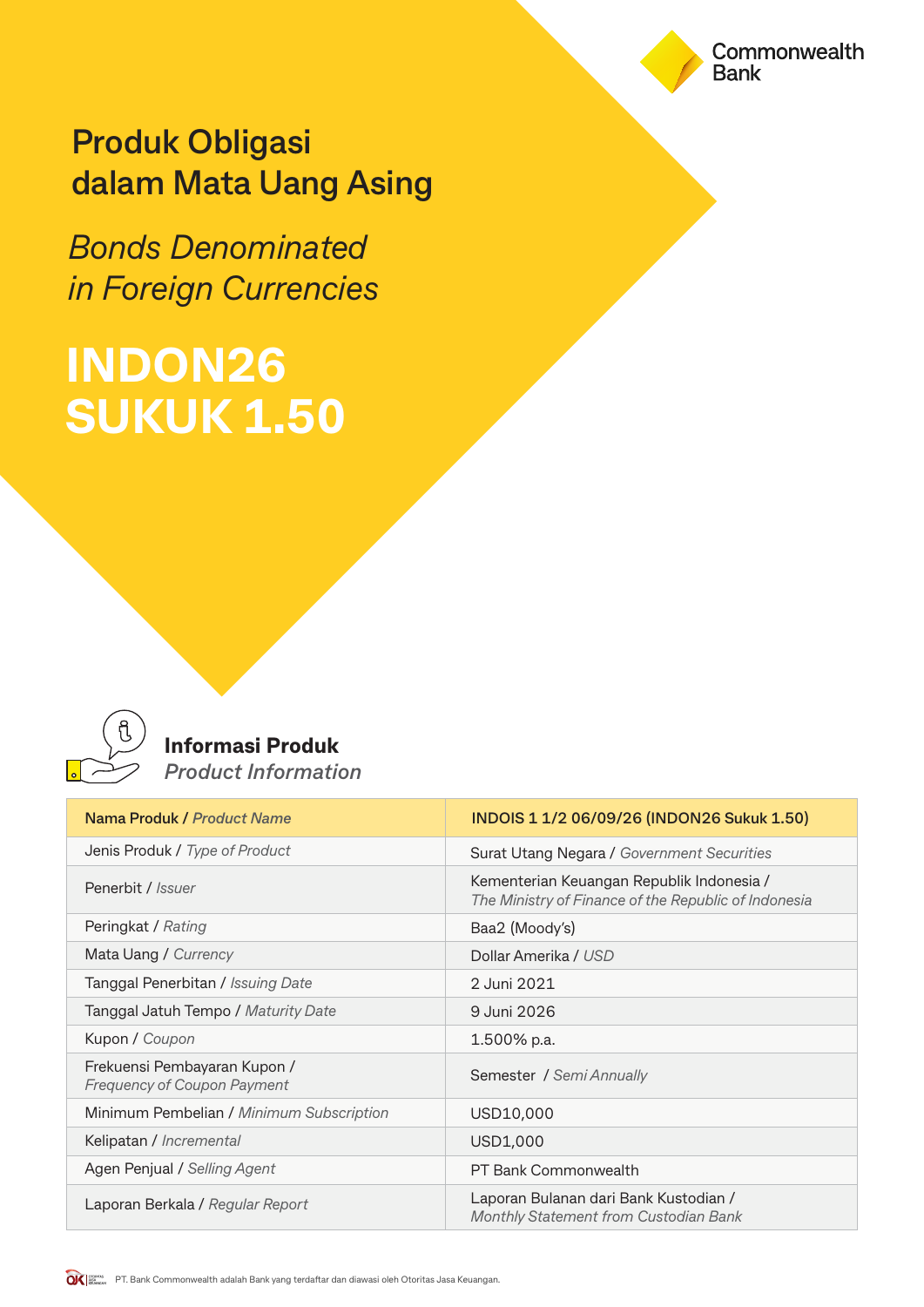Commonwealth Bank

# Produk Obligasi dalam Mata Uang Asing

*Bonds Denominated in Foreign Currencies*

# INDON26 SUKUK 1.50

## Informasi Produk
*Product Information*

| Nama Produk / *Product Name* | INDOIS 1 1/2 06/09/26 (INDON26 Sukuk 1.50) |
|---|---|
| Jenis Produk / *Type of Product* | Surat Utang Negara / *Government Securities* |
| Penerbit / *Issuer* | Kementerian Keuangan Republik Indonesia / *The Ministry of Finance of the Republic of Indonesia* |
| Peringkat / *Rating* | Baa2 (Moody's) |
| Mata Uang / *Currency* | Dollar Amerika / *USD* |
| Tanggal Penerbitan / *Issuing Date* | 2 Juni 2021 |
| Tanggal Jatuh Tempo / *Maturity Date* | 9 Juni 2026 |
| Kupon / *Coupon* | 1.500% p.a. |
| Frekuensi Pembayaran Kupon / *Frequency of Coupon Payment* | Semester / *Semi Annually* |
| Minimum Pembelian / *Minimum Subscription* | USD10,000 |
| Kelipatan / *Incremental* | USD1,000 |
| Agen Penjual / *Selling Agent* | PT Bank Commonwealth |
| Laporan Berkala / *Regular Report* | Laporan Bulanan dari Bank Kustodian / *Monthly Statement from Custodian Bank* |

PT. Bank Commonwealth adalah Bank yang terdaftar dan diawasi oleh Otoritas Jasa Keuangan.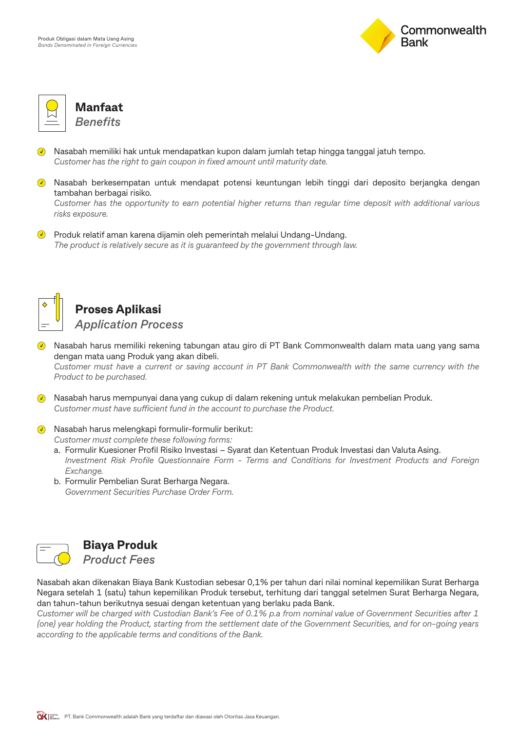## Manfaat
## *Benefits*

- Nasabah memiliki hak untuk mendapatkan kupon dalam jumlah tetap hingga tanggal jatuh tempo.
  *Customer has the right to gain coupon in fixed amount until maturity date.*
- Nasabah berkesempatan untuk mendapat potensi keuntungan lebih tinggi dari deposito berjangka dengan tambahan berbagai risiko.
  *Customer has the opportunity to earn potential higher returns than regular time deposit with additional various risks exposure.*
- Produk relatif aman karena dijamin oleh pemerintah melalui Undang-Undang.
  *The product is relatively secure as it is guaranteed by the government through law.*

## Proses Aplikasi
## *Application Process*

- Nasabah harus memiliki rekening tabungan atau giro di PT Bank Commonwealth dalam mata uang yang sama dengan mata uang Produk yang akan dibeli.
  *Customer must have a current or saving account in PT Bank Commonwealth with the same currency with the Product to be purchased.*
- Nasabah harus mempunyai dana yang cukup di dalam rekening untuk melakukan pembelian Produk.
  *Customer must have sufficient fund in the account to purchase the Product.*
- Nasabah harus melengkapi formulir-formulir berikut:
  *Customer must complete these following forms:*
  a. Formulir Kuesioner Profil Risiko Investasi – Syarat dan Ketentuan Produk Investasi dan Valuta Asing.
     *Investment Risk Profile Questionnaire Form - Terms and Conditions for Investment Products and Foreign Exchange.*
  b. Formulir Pembelian Surat Berharga Negara.
     *Government Securities Purchase Order Form.*

## Biaya Produk
## *Product Fees*

Nasabah akan dikenakan Biaya Bank Kustodian sebesar 0,1% per tahun dari nilai nominal kepemilikan Surat Berharga Negara setelah 1 (satu) tahun kepemilikan Produk tersebut, terhitung dari tanggal setelmen Surat Berharga Negara, dan tahun-tahun berikutnya sesuai dengan ketentuan yang berlaku pada Bank.
*Customer will be charged with Custodian Bank's Fee of 0.1% p.a from nominal value of Government Securities after 1 (one) year holding the Product, starting from the settlement date of the Government Securities, and for on-going years according to the applicable terms and conditions of the Bank.*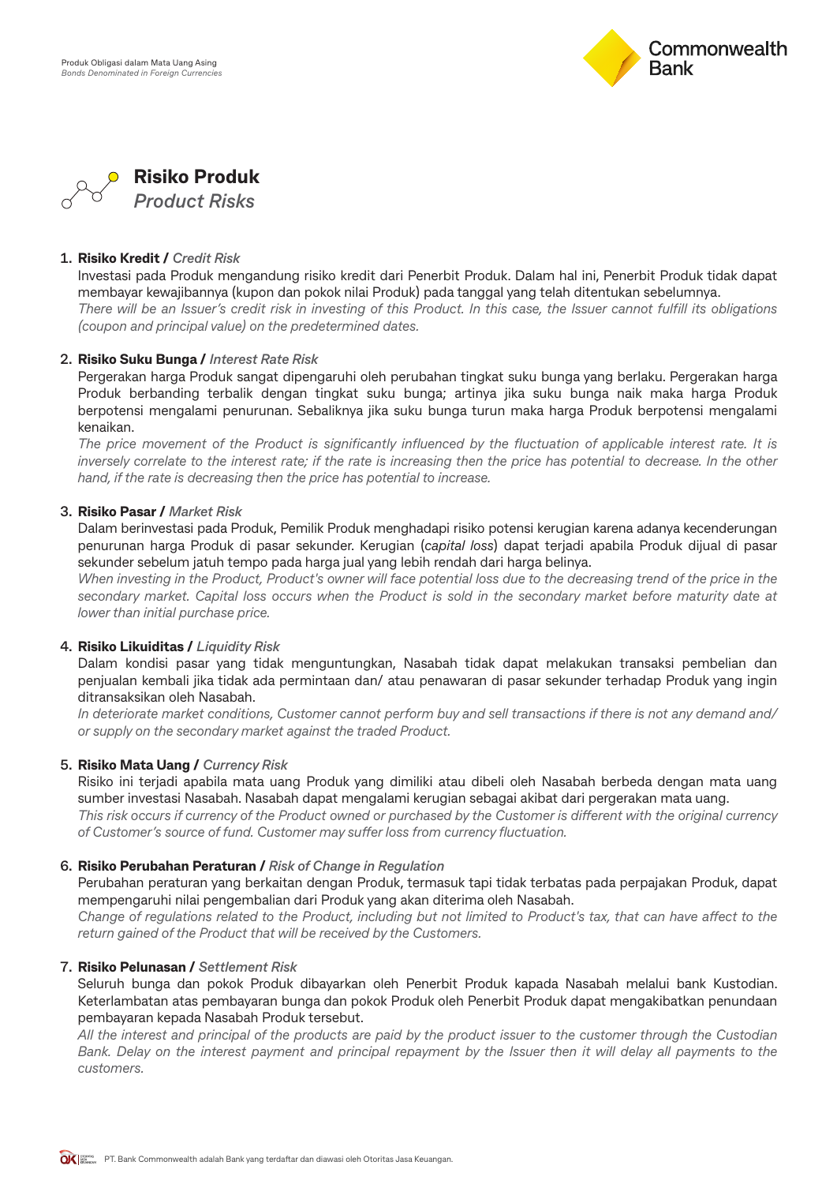## Risiko Produk
### *Product Risks*

1. **Risiko Kredit /** *Credit Risk*
   Investasi pada Produk mengandung risiko kredit dari Penerbit Produk. Dalam hal ini, Penerbit Produk tidak dapat membayar kewajibannya (kupon dan pokok nilai Produk) pada tanggal yang telah ditentukan sebelumnya.
   *There will be an Issuer's credit risk in investing of this Product. In this case, the Issuer cannot fulfill its obligations (coupon and principal value) on the predetermined dates.*

2. **Risiko Suku Bunga /** *Interest Rate Risk*
   Pergerakan harga Produk sangat dipengaruhi oleh perubahan tingkat suku bunga yang berlaku. Pergerakan harga Produk berbanding terbalik dengan tingkat suku bunga; artinya jika suku bunga naik maka harga Produk berpotensi mengalami penurunan. Sebaliknya jika suku bunga turun maka harga Produk berpotensi mengalami kenaikan.
   *The price movement of the Product is significantly influenced by the fluctuation of applicable interest rate. It is inversely correlate to the interest rate; if the rate is increasing then the price has potential to decrease. In the other hand, if the rate is decreasing then the price has potential to increase.*

3. **Risiko Pasar /** *Market Risk*
   Dalam berinvestasi pada Produk, Pemilik Produk menghadapi risiko potensi kerugian karena adanya kecenderungan penurunan harga Produk di pasar sekunder. Kerugian (*capital loss*) dapat terjadi apabila Produk dijual di pasar sekunder sebelum jatuh tempo pada harga jual yang lebih rendah dari harga belinya.
   *When investing in the Product, Product's owner will face potential loss due to the decreasing trend of the price in the secondary market. Capital loss occurs when the Product is sold in the secondary market before maturity date at lower than initial purchase price.*

4. **Risiko Likuiditas /** *Liquidity Risk*
   Dalam kondisi pasar yang tidak menguntungkan, Nasabah tidak dapat melakukan transaksi pembelian dan penjualan kembali jika tidak ada permintaan dan/ atau penawaran di pasar sekunder terhadap Produk yang ingin ditransaksikan oleh Nasabah.
   *In deteriorate market conditions, Customer cannot perform buy and sell transactions if there is not any demand and/ or supply on the secondary market against the traded Product.*

5. **Risiko Mata Uang /** *Currency Risk*
   Risiko ini terjadi apabila mata uang Produk yang dimiliki atau dibeli oleh Nasabah berbeda dengan mata uang sumber investasi Nasabah. Nasabah dapat mengalami kerugian sebagai akibat dari pergerakan mata uang.
   *This risk occurs if currency of the Product owned or purchased by the Customer is different with the original currency of Customer's source of fund. Customer may suffer loss from currency fluctuation.*

6. **Risiko Perubahan Peraturan /** *Risk of Change in Regulation*
   Perubahan peraturan yang berkaitan dengan Produk, termasuk tapi tidak terbatas pada perpajakan Produk, dapat mempengaruhi nilai pengembalian dari Produk yang akan diterima oleh Nasabah.
   *Change of regulations related to the Product, including but not limited to Product's tax, that can have affect to the return gained of the Product that will be received by the Customers.*

7. **Risiko Pelunasan /** *Settlement Risk*
   Seluruh bunga dan pokok Produk dibayarkan oleh Penerbit Produk kapada Nasabah melalui bank Kustodian. Keterlambatan atas pembayaran bunga dan pokok Produk oleh Penerbit Produk dapat mengakibatkan penundaan pembayaran kepada Nasabah Produk tersebut.
   *All the interest and principal of the products are paid by the product issuer to the customer through the Custodian Bank. Delay on the interest payment and principal repayment by the Issuer then it will delay all payments to the customers.*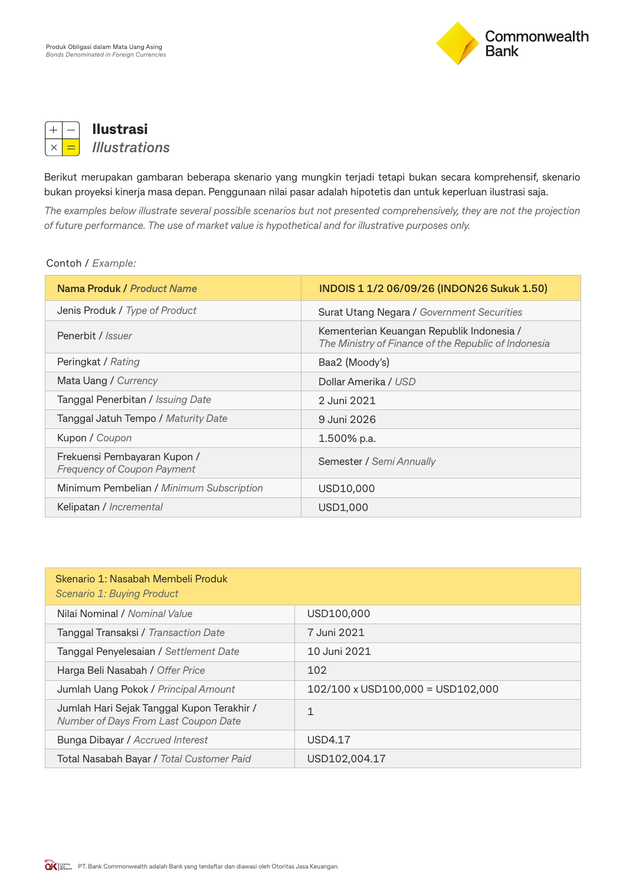# Ilustrasi
## *Illustrations*

Berikut merupakan gambaran beberapa skenario yang mungkin terjadi tetapi bukan secara komprehensif, skenario bukan proyeksi kinerja masa depan. Penggunaan nilai pasar adalah hipotetis dan untuk keperluan ilustrasi saja.

*The examples below illustrate several possible scenarios but not presented comprehensively, they are not the projection of future performance. The use of market value is hypothetical and for illustrative purposes only.*

Contoh / *Example:*

| Nama Produk / *Product Name* | INDOIS 1 1/2 06/09/26 (INDON26 Sukuk 1.50) |
|---|---|
| Jenis Produk / *Type of Product* | Surat Utang Negara / *Government Securities* |
| Penerbit / *Issuer* | Kementerian Keuangan Republik Indonesia / *The Ministry of Finance of the Republic of Indonesia* |
| Peringkat / *Rating* | Baa2 (Moody's) |
| Mata Uang / *Currency* | Dollar Amerika / *USD* |
| Tanggal Penerbitan / *Issuing Date* | 2 Juni 2021 |
| Tanggal Jatuh Tempo / *Maturity Date* | 9 Juni 2026 |
| Kupon / *Coupon* | 1.500% p.a. |
| Frekuensi Pembayaran Kupon / *Frequency of Coupon Payment* | Semester / *Semi Annually* |
| Minimum Pembelian / *Minimum Subscription* | USD10,000 |
| Kelipatan / *Incremental* | USD1,000 |

| Skenario 1: Nasabah Membeli Produk *Scenario 1: Buying Product* | |
|---|---|
| Nilai Nominal / *Nominal Value* | USD100,000 |
| Tanggal Transaksi / *Transaction Date* | 7 Juni 2021 |
| Tanggal Penyelesaian / *Settlement Date* | 10 Juni 2021 |
| Harga Beli Nasabah / *Offer Price* | 102 |
| Jumlah Uang Pokok / *Principal Amount* | 102/100 x USD100,000 = USD102,000 |
| Jumlah Hari Sejak Tanggal Kupon Terakhir / *Number of Days From Last Coupon Date* | 1 |
| Bunga Dibayar / *Accrued Interest* | USD4.17 |
| Total Nasabah Bayar / *Total Customer Paid* | USD102,004.17 |

PT. Bank Commonwealth adalah Bank yang terdaftar dan diawasi oleh Otoritas Jasa Keuangan.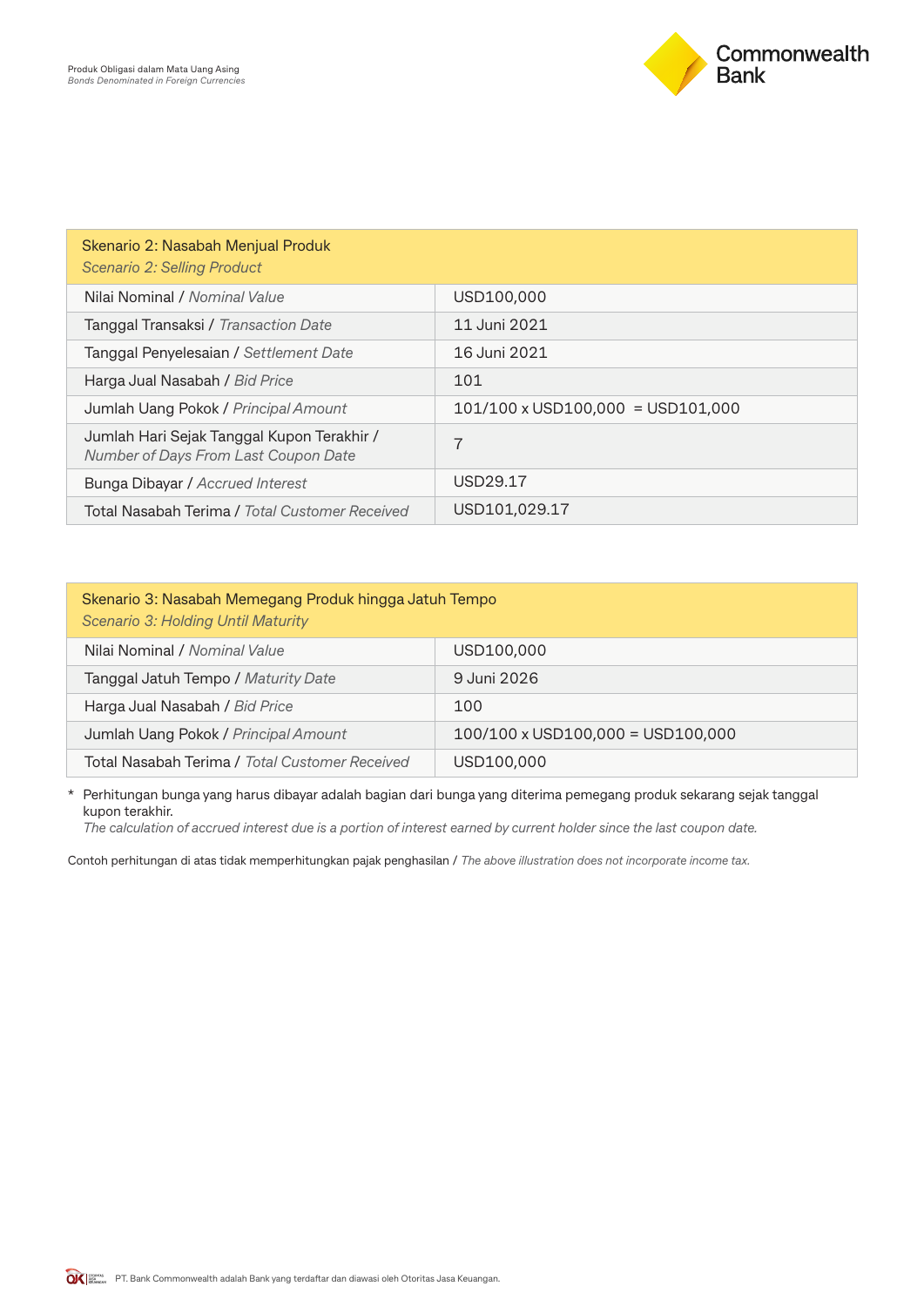| Skenario 2: Nasabah Menjual Produk<br>*Scenario 2: Selling Product* | |
|---|---|
| Nilai Nominal / *Nominal Value* | USD100,000 |
| Tanggal Transaksi / *Transaction Date* | 11 Juni 2021 |
| Tanggal Penyelesaian / *Settlement Date* | 16 Juni 2021 |
| Harga Jual Nasabah / *Bid Price* | 101 |
| Jumlah Uang Pokok / *Principal Amount* | 101/100 x USD100,000 = USD101,000 |
| Jumlah Hari Sejak Tanggal Kupon Terakhir / *Number of Days From Last Coupon Date* | 7 |
| Bunga Dibayar / *Accrued Interest* | USD29.17 |
| Total Nasabah Terima / *Total Customer Received* | USD101,029.17 |

| Skenario 3: Nasabah Memegang Produk hingga Jatuh Tempo<br>*Scenario 3: Holding Until Maturity* | |
|---|---|
| Nilai Nominal / *Nominal Value* | USD100,000 |
| Tanggal Jatuh Tempo / *Maturity Date* | 9 Juni 2026 |
| Harga Jual Nasabah / *Bid Price* | 100 |
| Jumlah Uang Pokok / *Principal Amount* | 100/100 x USD100,000 = USD100,000 |
| Total Nasabah Terima / *Total Customer Received* | USD100,000 |

\* Perhitungan bunga yang harus dibayar adalah bagian dari bunga yang diterima pemegang produk sekarang sejak tanggal kupon terakhir.
*The calculation of accrued interest due is a portion of interest earned by current holder since the last coupon date.*

Contoh perhitungan di atas tidak memperhitungkan pajak penghasilan / *The above illustration does not incorporate income tax.*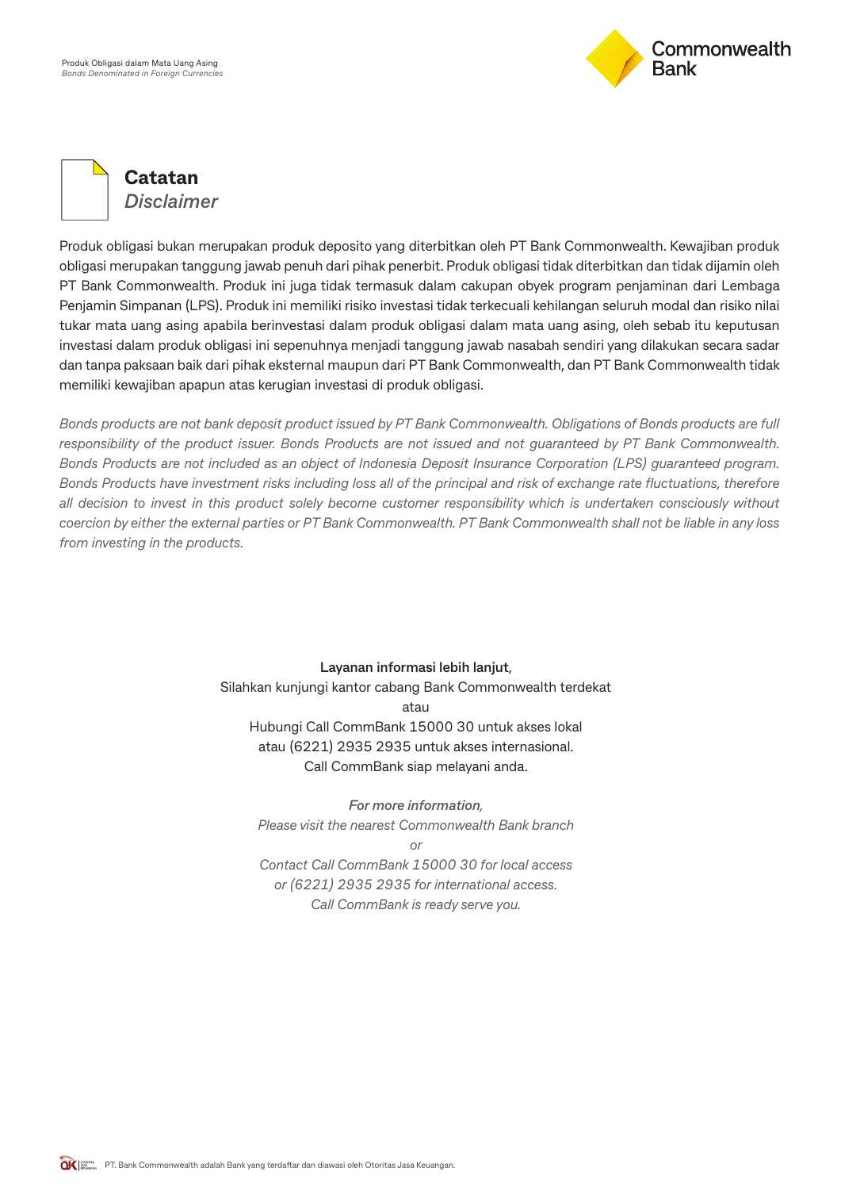## Catatan

*Disclaimer*

Produk obligasi bukan merupakan produk deposito yang diterbitkan oleh PT Bank Commonwealth. Kewajiban produk obligasi merupakan tanggung jawab penuh dari pihak penerbit. Produk obligasi tidak diterbitkan dan tidak dijamin oleh PT Bank Commonwealth. Produk ini juga tidak termasuk dalam cakupan obyek program penjaminan dari Lembaga Penjamin Simpanan (LPS). Produk ini memiliki risiko investasi tidak terkecuali kehilangan seluruh modal dan risiko nilai tukar mata uang asing apabila berinvestasi dalam produk obligasi dalam mata uang asing, oleh sebab itu keputusan investasi dalam produk obligasi ini sepenuhnya menjadi tanggung jawab nasabah sendiri yang dilakukan secara sadar dan tanpa paksaan baik dari pihak eksternal maupun dari PT Bank Commonwealth, dan PT Bank Commonwealth tidak memiliki kewajiban apapun atas kerugian investasi di produk obligasi.

*Bonds products are not bank deposit product issued by PT Bank Commonwealth. Obligations of Bonds products are full responsibility of the product issuer. Bonds Products are not issued and not guaranteed by PT Bank Commonwealth. Bonds Products are not included as an object of Indonesia Deposit Insurance Corporation (LPS) guaranteed program. Bonds Products have investment risks including loss all of the principal and risk of exchange rate fluctuations, therefore all decision to invest in this product solely become customer responsibility which is undertaken consciously without coercion by either the external parties or PT Bank Commonwealth. PT Bank Commonwealth shall not be liable in any loss from investing in the products.*

Layanan informasi lebih lanjut,
Silahkan kunjungi kantor cabang Bank Commonwealth terdekat
atau
Hubungi Call CommBank 15000 30 untuk akses lokal
atau (6221) 2935 2935 untuk akses internasional.
Call CommBank siap melayani anda.

*For more information,*
*Please visit the nearest Commonwealth Bank branch*
*or*
*Contact Call CommBank 15000 30 for local access*
*or (6221) 2935 2935 for international access.*
*Call CommBank is ready serve you.*

PT. Bank Commonwealth adalah Bank yang terdaftar dan diawasi oleh Otoritas Jasa Keuangan.